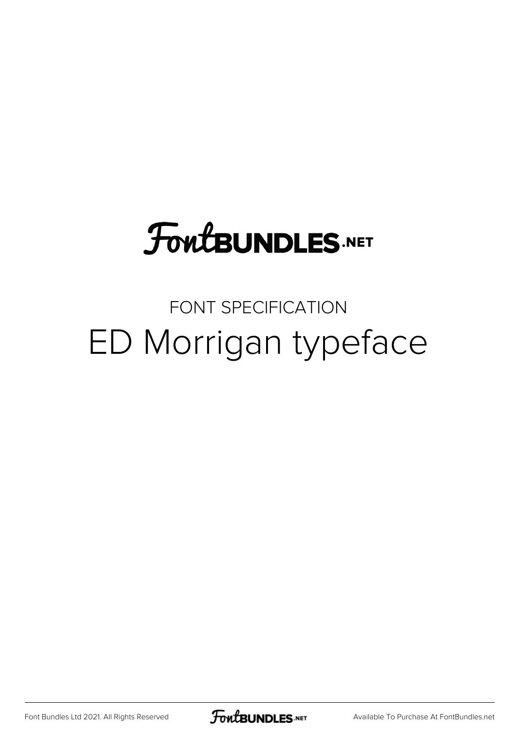# FontBundles.net

FONT SPECIFICATION

# ED Morrigan typeface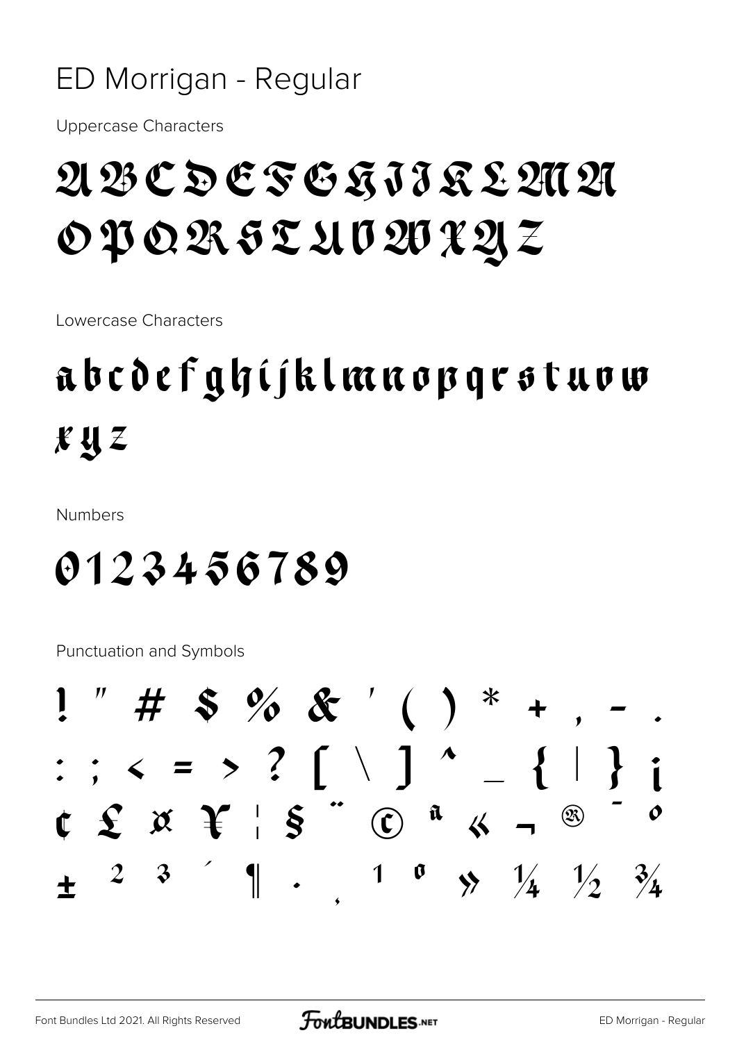# ED Morrigan - Regular

Uppercase Characters

ABCDEFGHIJKLMN
OPQRSTUVWXYZ

Lowercase Characters

abcdefghijklmnopqrstuvw
xyz

Numbers

0123456789

Punctuation and Symbols

! " # $ % & ' ( ) * + , - .
: ; < = > ? [ \ ] ^ _ { | } ¡
¢ £ ¤ ¥ ¦ § ¨ © ª « ¬ ® ¯ °
± ² ³ ´ ¶ · ¸ ¹ º » ¼ ½ ¾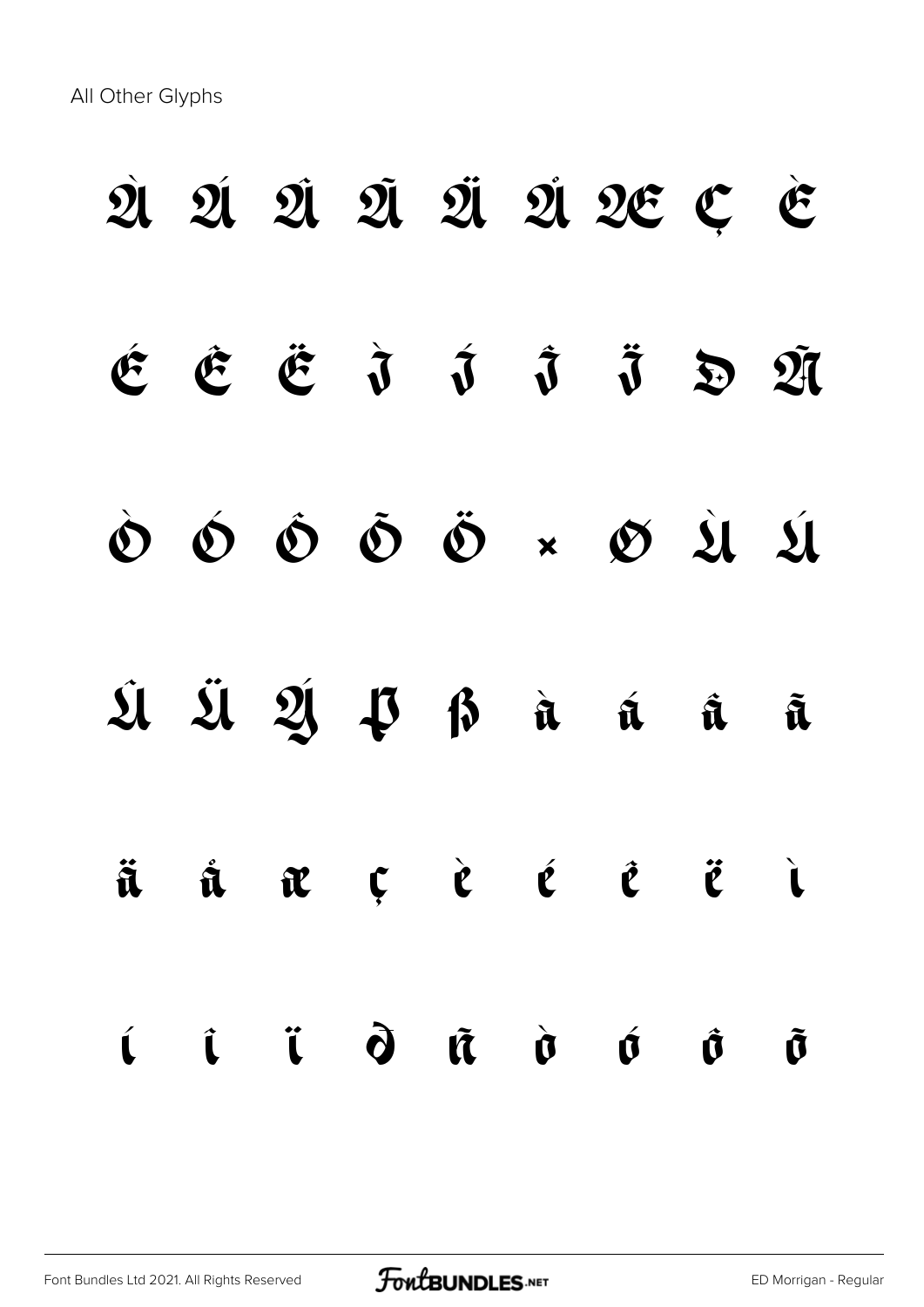All Other Glyphs

À Á Â Ã Ä Å Æ Ç È

É Ê Ë Ì Í Î Ï Ð Ñ

Ò Ó Ô Õ Ö × Ø Ù Ú

Û Ü Ý Þ ß à á â ã

ä å æ ç è é ê ë ì

í î ï ð ñ ò ó ô õ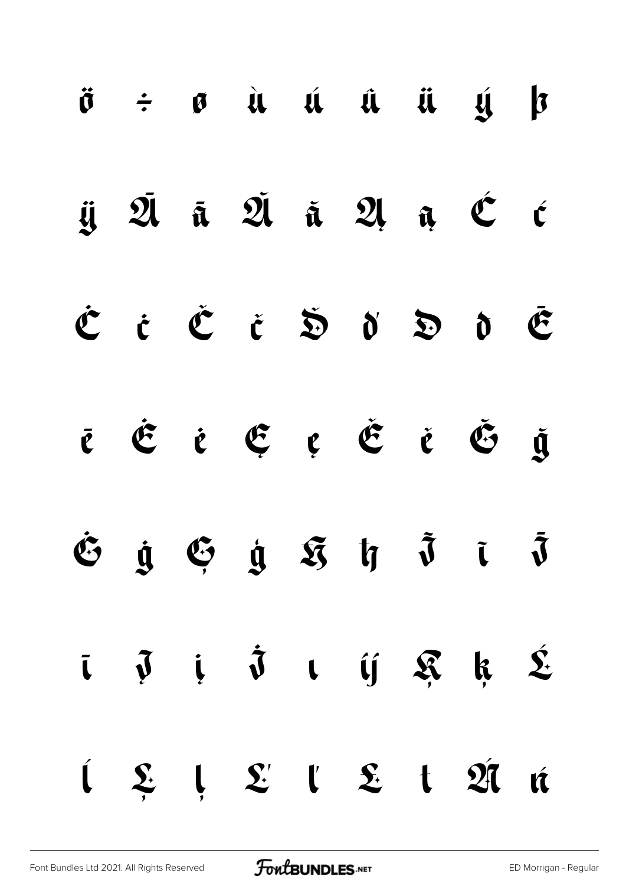ö ÷ ø ù ú û ü ý þ

ÿ Ā ā Ă ă Ą ą Ć ć

Ċ ċ Č č Ď ď Đ đ Ē

ē Ė ė Ę ę Ě ě Ğ ğ

Ġ ġ Ģ ģ Ħ ħ Ĩ ĩ Ī

ī Į į İ ı ĳ Ķ ķ Ĺ

ĺ Ļ ļ Ľ ľ Ł ł Ń ń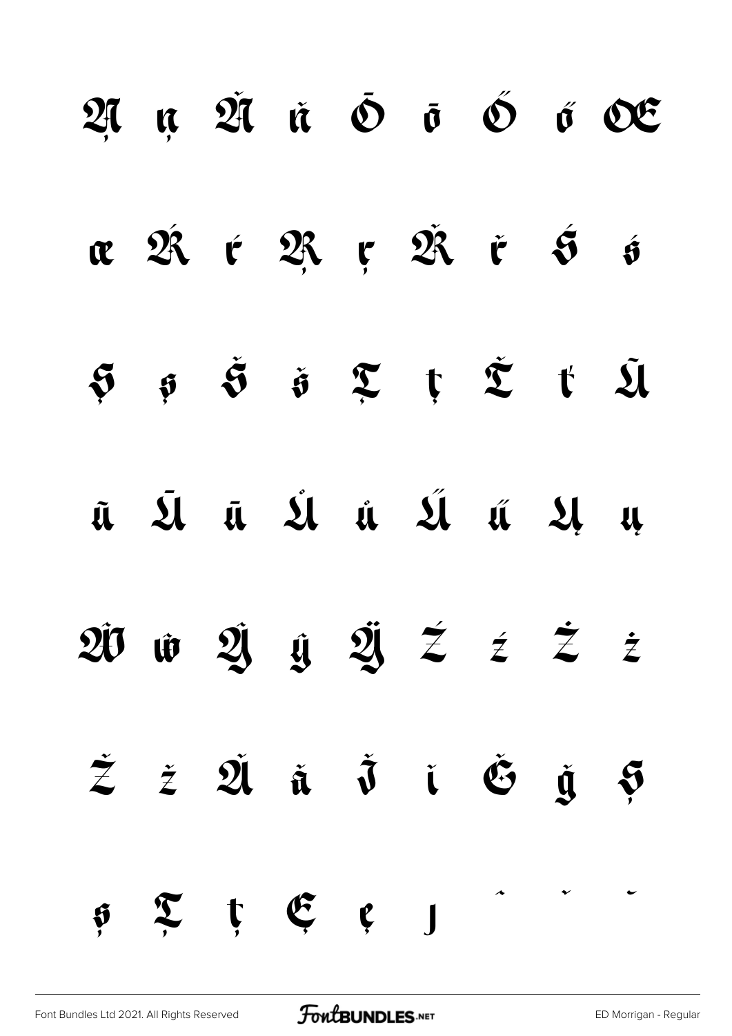Ą ą Ă ă Ō ō Ő ő Œ

œ Ŕ ŕ Ŗ ŗ Ř ř Ś ś

Ş ş Š š Ţ ţ Ť ť Ũ

ũ Ū ū Ů ů Ű ű Ų ų

Ŵ ŵ Ŷ ŷ Ÿ Ź ź Ż ż

Ž ž Ǎ ǎ Ǐ ǐ Ǧ ǧ Ș

ș Ț ț Ȩ ȩ ȷ ˆ ˇ ˘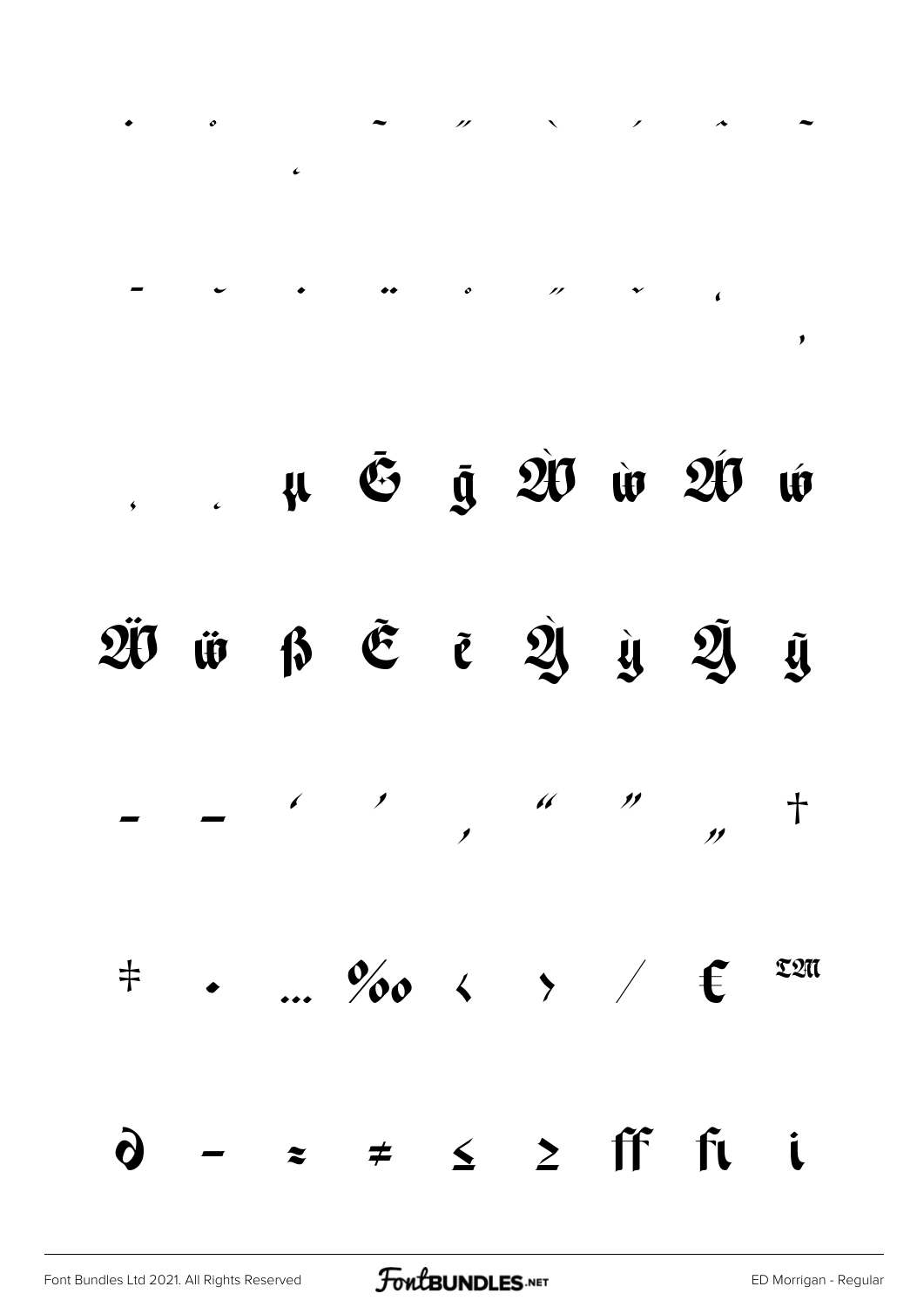˙ ˚ ¸ ˜ ˝ ˋ ˊ ˆ ˜

ˉ ˘ ˙ ¨ ˚ ˝ ˇ ˛ ̦

̦ ̧ µ Ē ḡ Ẁ ẁ Ẃ ẃ

Ẅ ẅ ß Ẽ ẽ Ỳ ỳ Ỹ ỹ

– — ‘ ’ ‚ “ ” „ †

‡ • … ‰ ‹ › ⁄ € ™

∂ − ≈ ≠ ≤ ≥ ﬀ ﬁ ı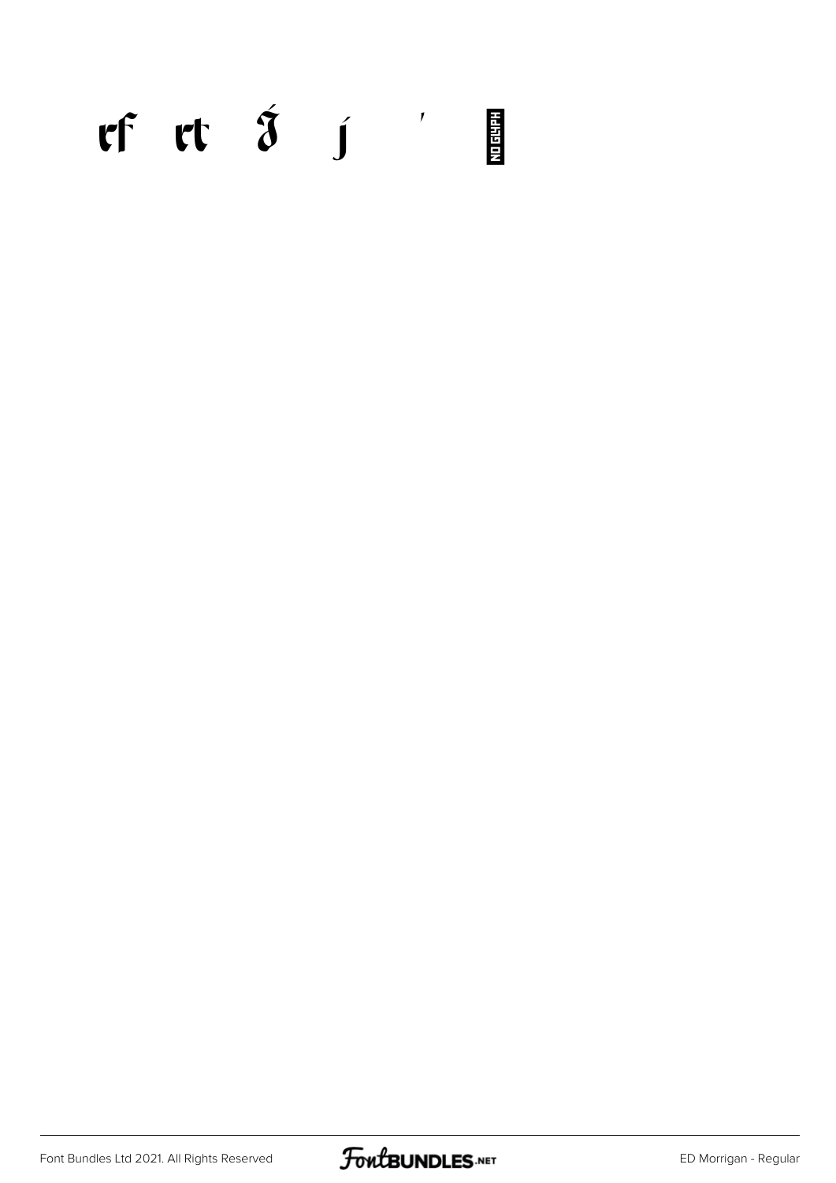ꝛf ꝛt ǰ́ ȷ́ ʹ NO GLYPH